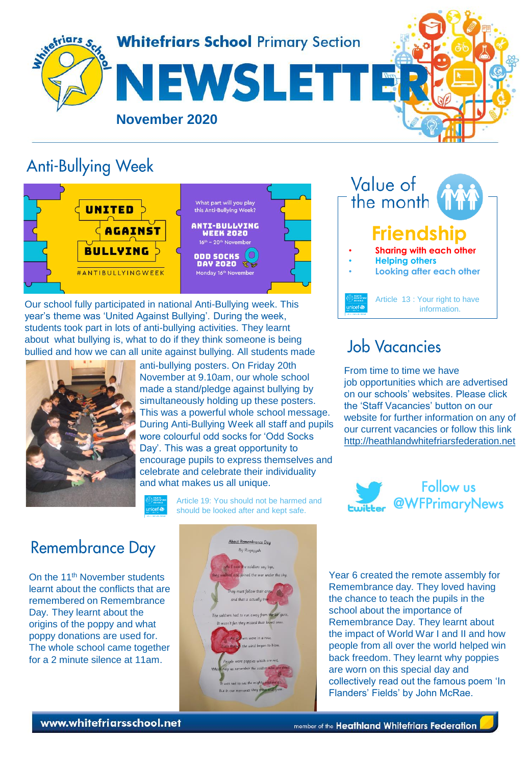# Whitefriars School Primary Section NEWSLETTER

**November 2020**

## Anti-Bullying Week

UNITED AGAINST BULLYING
#ANTIBULLYINGWEEK

What part will you play this Anti-Bullying Week?
ANTI-BULLYING WEEK 2020
16th – 20th November
ODD SOCKS DAY 2020
Monday 16th November

Our school fully participated in national Anti-Bullying week. This year's theme was 'United Against Bullying'. During the week, students took part in lots of anti-bullying activities. They learnt about what bullying is, what to do if they think someone is being bullied and how we can all unite against bullying. All students made anti-bullying posters. On Friday 20th November at 9.10am, our whole school made a stand/pledge against bullying by simultaneously holding up these posters. This was a powerful whole school message. During Anti-Bullying Week all staff and pupils wore colourful odd socks for 'Odd Socks Day'. This was a great opportunity to encourage pupils to express themselves and celebrate and celebrate their individuality and what makes us all unique.

Article 19: You should not be harmed and should be looked after and kept safe.

## Value of the month

### Friendship

- Sharing with each other
- Helping others
- Looking after each other

Article 13 : Your right to have information.

## Job Vacancies

From time to time we have job opportunities which are advertised on our schools' websites. Please click the 'Staff Vacancies' button on our website for further information on any of our current vacancies or follow this link http://heathlandwhitefriarsfederation.net

Follow us @WFPrimaryNews

## Remembrance Day

On the 11th November students learnt about the conflicts that are remembered on Remembrance Day. They learnt about the origins of the poppy and what poppy donations are used for. The whole school came together for a 2 minute silence at 11am.

Year 6 created the remote assembly for Remembrance day. They loved having the chance to teach the pupils in the school about the importance of Remembrance Day. They learnt about the impact of World War I and II and how people from all over the world helped win back freedom. They learnt why poppies are worn on this special day and collectively read out the famous poem 'In Flanders' Fields' by John McRae.

www.whitefriarsschool.net

member of the Heathland Whitefriars Federation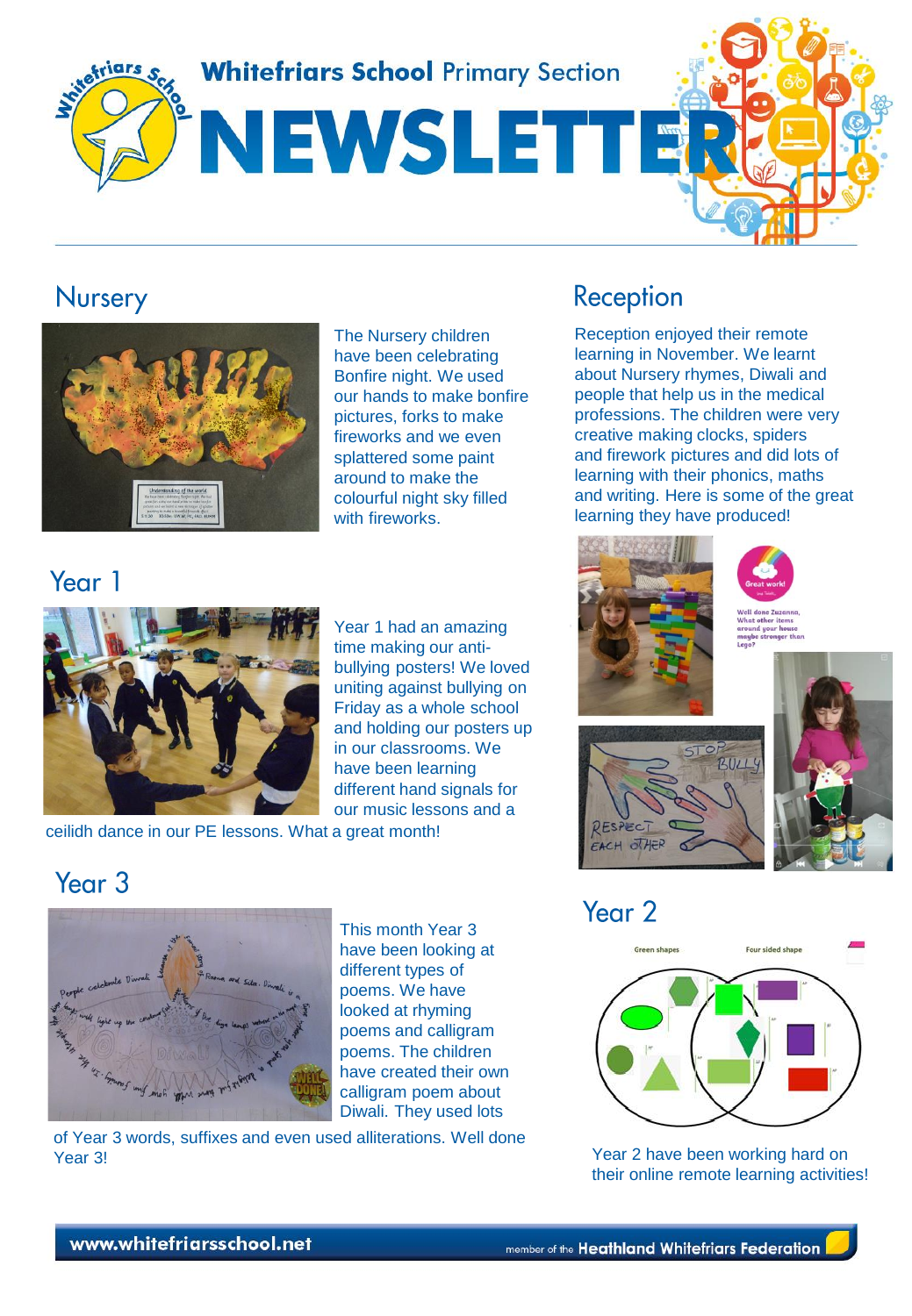# Whitefriars School Primary Section NEWSLETTER

## Nursery

The Nursery children have been celebrating Bonfire night. We used our hands to make bonfire pictures, forks to make fireworks and we even splattered some paint around to make the colourful night sky filled with fireworks.

## Reception

Reception enjoyed their remote learning in November. We learnt about Nursery rhymes, Diwali and people that help us in the medical professions. The children were very creative making clocks, spiders and firework pictures and did lots of learning with their phonics, maths and writing. Here is some of the great learning they have produced!

## Year 1

Year 1 had an amazing time making our anti-bullying posters! We loved uniting against bullying on Friday as a whole school and holding our posters up in our classrooms. We have been learning different hand signals for our music lessons and a ceilidh dance in our PE lessons. What a great month!

## Year 3

This month Year 3 have been looking at different types of poems. We have looked at rhyming poems and calligram poems. The children have created their own calligram poem about Diwali. They used lots of Year 3 words, suffixes and even used alliterations. Well done Year 3!

## Year 2

Year 2 have been working hard on their online remote learning activities!

www.whitefriarsschool.net

member of the Heathland Whitefriars Federation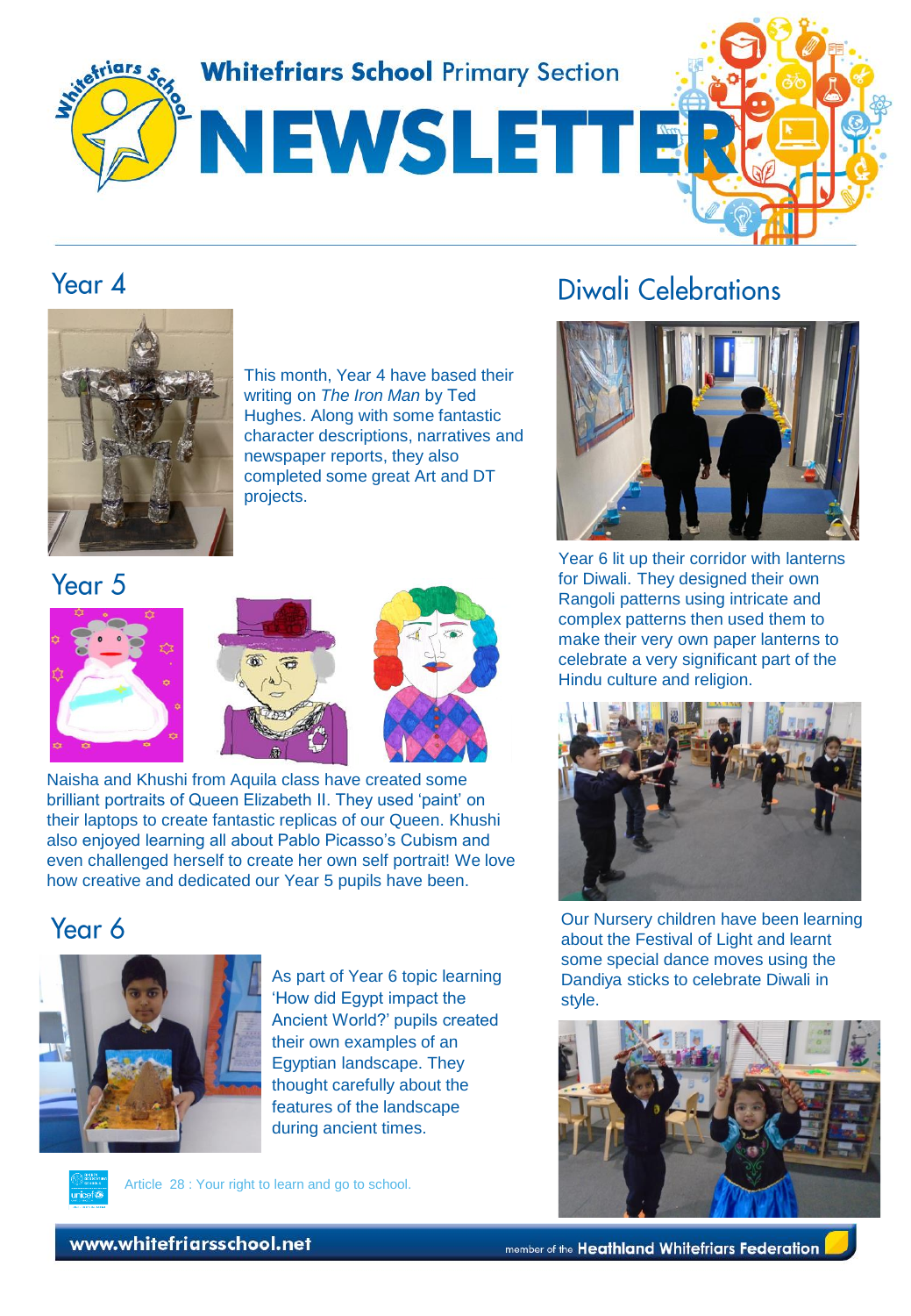# Whitefriars School Primary Section NEWSLETTER

## Year 4

This month, Year 4 have based their writing on *The Iron Man* by Ted Hughes. Along with some fantastic character descriptions, narratives and newspaper reports, they also completed some great Art and DT projects.

## Year 5

Naisha and Khushi from Aquila class have created some brilliant portraits of Queen Elizabeth II. They used 'paint' on their laptops to create fantastic replicas of our Queen. Khushi also enjoyed learning all about Pablo Picasso's Cubism and even challenged herself to create her own self portrait! We love how creative and dedicated our Year 5 pupils have been.

## Year 6

As part of Year 6 topic learning 'How did Egypt impact the Ancient World?' pupils created their own examples of an Egyptian landscape. They thought carefully about the features of the landscape during ancient times.

Article 28 : Your right to learn and go to school.

## Diwali Celebrations

Year 6 lit up their corridor with lanterns for Diwali. They designed their own Rangoli patterns using intricate and complex patterns then used them to make their very own paper lanterns to celebrate a very significant part of the Hindu culture and religion.

Our Nursery children have been learning about the Festival of Light and learnt some special dance moves using the Dandiya sticks to celebrate Diwali in style.

www.whitefriarsschool.net

member of the Heathland Whitefriars Federation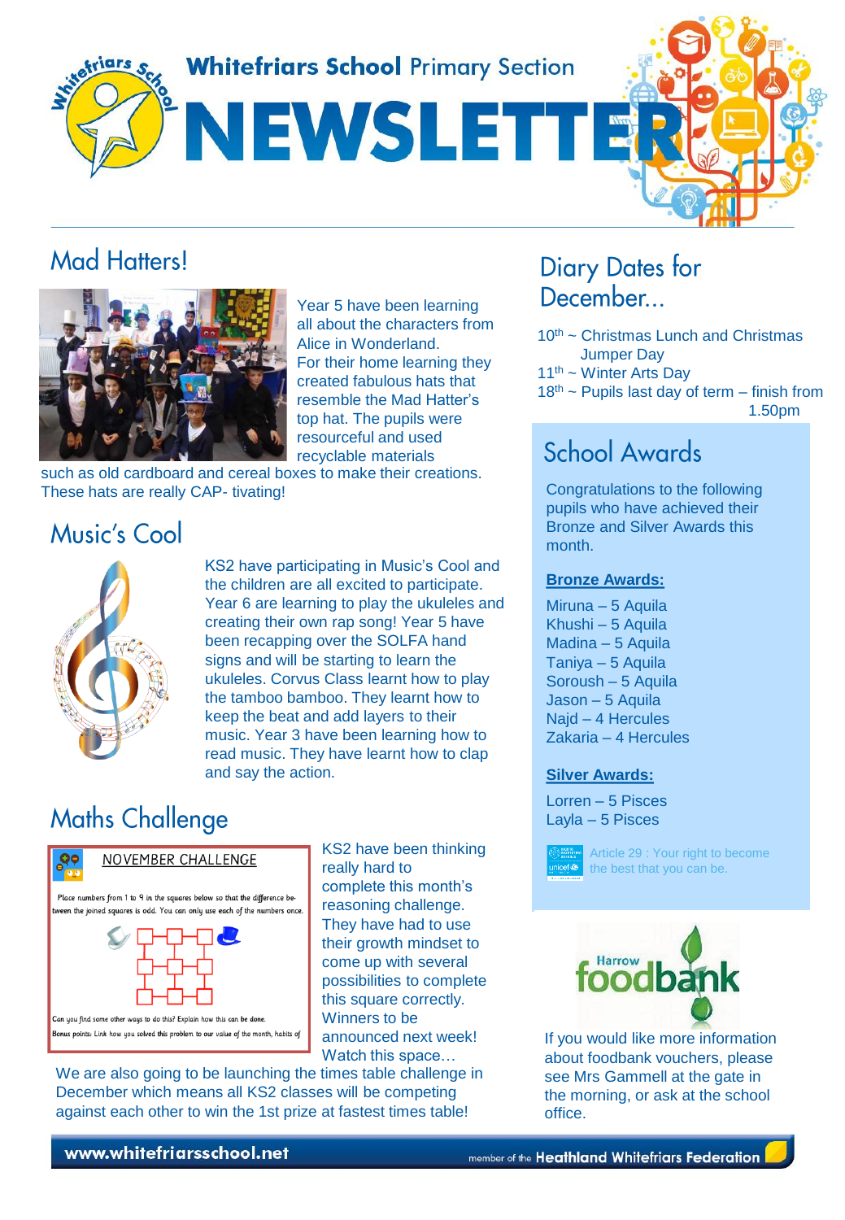# Whitefriars School Primary Section NEWSLETTER

## Mad Hatters!

Year 5 have been learning all about the characters from Alice in Wonderland. For their home learning they created fabulous hats that resemble the Mad Hatter's top hat. The pupils were resourceful and used recyclable materials such as old cardboard and cereal boxes to make their creations. These hats are really CAP- tivating!

## Music's Cool

KS2 have participating in Music's Cool and the children are all excited to participate. Year 6 are learning to play the ukuleles and creating their own rap song! Year 5 have been recapping over the SOLFA hand signs and will be starting to learn the ukuleles. Corvus Class learnt how to play the tamboo bamboo. They learnt how to keep the beat and add layers to their music. Year 3 have been learning how to read music. They have learnt how to clap and say the action.

## Maths Challenge

NOVEMBER CHALLENGE

Place numbers from 1 to 9 in the squares below so that the difference between the joined squares is odd. You can only use each of the numbers once.

Can you find some other ways to do this? Explain how this can be done.

Bonus points: Link how you solved this problem to our value of the month, habits of

KS2 have been thinking really hard to complete this month's reasoning challenge. They have had to use their growth mindset to come up with several possibilities to complete this square correctly. Winners to be announced next week! Watch this space…

We are also going to be launching the times table challenge in December which means all KS2 classes will be competing against each other to win the 1st prize at fastest times table!

## Diary Dates for December...

- 10th ~ Christmas Lunch and Christmas Jumper Day
- 11th ~ Winter Arts Day
- 18th ~ Pupils last day of term – finish from 1.50pm

## School Awards

Congratulations to the following pupils who have achieved their Bronze and Silver Awards this month.

**Bronze Awards:**

- Miruna – 5 Aquila
- Khushi – 5 Aquila
- Madina – 5 Aquila
- Taniya – 5 Aquila
- Sorouh – 5 Aquila
- Jason – 5 Aquila
- Najd – 4 Hercules
- Zakaria – 4 Hercules

**Silver Awards:**

- Lorren – 5 Pisces
- Layla – 5 Pisces

Article 29 : Your right to become the best that you can be.

Harrow foodbank

If you would like more information about foodbank vouchers, please see Mrs Gammell at the gate in the morning, or ask at the school office.

www.whitefriarsschool.net — member of the Heathland Whitefriars Federation